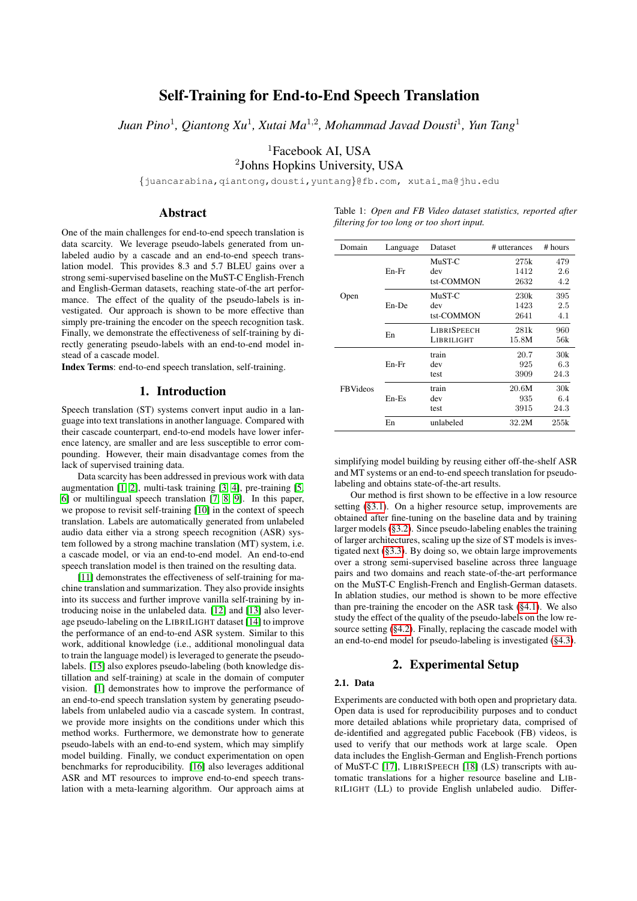# Self-Training for End-to-End Speech Translation

*Juan Pino*[1], *Qiantong Xu*[1], *Xutai Ma*[1,2], *Mohammad Javad Dousti*[1], *Yun Tang*[1]

[1]Facebook AI, USA
[2]Johns Hopkins University, USA

{juancarabina,qiantong,dousti,yuntang}@fb.com, xutai_ma@jhu.edu

## Abstract

One of the main challenges for end-to-end speech translation is data scarcity. We leverage pseudo-labels generated from unlabeled audio by a cascade and an end-to-end speech translation model. This provides 8.3 and 5.7 BLEU gains over a strong semi-supervised baseline on the MuST-C English-French and English-German datasets, reaching state-of-the art performance. The effect of the quality of the pseudo-labels is investigated. Our approach is shown to be more effective than simply pre-training the encoder on the speech recognition task. Finally, we demonstrate the effectiveness of self-training by directly generating pseudo-labels with an end-to-end model instead of a cascade model.

**Index Terms**: end-to-end speech translation, self-training.

## 1. Introduction

Speech translation (ST) systems convert input audio in a language into text translations in another language. Compared with their cascade counterpart, end-to-end models have lower inference latency, are smaller and are less susceptible to error compounding. However, their main disadvantage comes from the lack of supervised training data.

Data scarcity has been addressed in previous work with data augmentation [1, 2], multi-task training [3, 4], pre-training [5, 6] or multilingual speech translation [7, 8, 9]. In this paper, we propose to revisit self-training [10] in the context of speech translation. Labels are automatically generated from unlabeled audio data either via a strong speech recognition (ASR) system followed by a strong machine translation (MT) system, i.e. a cascade model, or via an end-to-end model. An end-to-end speech translation model is then trained on the resulting data.

[11] demonstrates the effectiveness of self-training for machine translation and summarization. They also provide insights into its success and further improve vanilla self-training by introducing noise in the unlabeled data. [12] and [13] also leverage pseudo-labeling on the LIBRILIGHT dataset [14] to improve the performance of an end-to-end ASR system. Similar to this work, additional knowledge (i.e., additional monolingual data to train the language model) is leveraged to generate the pseudo-labels. [15] also explores pseudo-labeling (both knowledge distillation and self-training) at scale in the domain of computer vision. [1] demonstrates how to improve the performance of an end-to-end speech translation system by generating pseudo-labels from unlabeled audio via a cascade system. In contrast, we provide more insights on the conditions under which this method works. Furthermore, we demonstrate how to generate pseudo-labels with an end-to-end system, which may simplify model building. Finally, we conduct experimentation on open benchmarks for reproducibility. [16] also leverages additional ASR and MT resources to improve end-to-end speech translation with a meta-learning algorithm. Our approach aims at simplifying model building by reusing either off-the-shelf ASR and MT systems or an end-to-end speech translation for pseudo-labeling and obtains state-of-the-art results.

Our method is first shown to be effective in a low resource setting (§3.1). On a higher resource setup, improvements are obtained after fine-tuning on the baseline data and by training larger models (§3.2). Since pseudo-labeling enables the training of larger architectures, scaling up the size of ST models is investigated next (§3.3). By doing so, we obtain large improvements over a strong semi-supervised baseline across three language pairs and two domains and reach state-of-the-art performance on the MuST-C English-French and English-German datasets. In ablation studies, our method is shown to be more effective than pre-training the encoder on the ASR task (§4.1). We also study the effect of the quality of the pseudo-labels on the low resource setting (§4.2). Finally, replacing the cascade model with an end-to-end model for pseudo-labeling is investigated (§4.3).

Table 1: *Open and FB Video dataset statistics, reported after filtering for too long or too short input.*

| Domain | Language | Dataset | # utterances | # hours |
|---|---|---|---|---|
| Open | En-Fr | MuST-C | 275k | 479 |
| | | dev | 1412 | 2.6 |
| | | tst-COMMON | 2632 | 4.2 |
| | En-De | MuST-C | 230k | 395 |
| | | dev | 1423 | 2.5 |
| | | tst-COMMON | 2641 | 4.1 |
| | En | LIBRISPEECH | 281k | 960 |
| | | LIBRILIGHT | 15.8M | 56k |
| FBVideos | En-Fr | train | 20.7 | 30k |
| | | dev | 925 | 6.3 |
| | | test | 3909 | 24.3 |
| | En-Es | train | 20.6M | 30k |
| | | dev | 935 | 6.4 |
| | | test | 3915 | 24.3 |
| | En | unlabeled | 32.2M | 255k |

## 2. Experimental Setup

### 2.1. Data

Experiments are conducted with both open and proprietary data. Open data is used for reproducibility purposes and to conduct more detailed ablations while proprietary data, comprised of de-identified and aggregated public Facebook (FB) videos, is used to verify that our methods work at large scale. Open data includes the English-German and English-French portions of MuST-C [17], LIBRISPEECH [18] (LS) transcripts with automatic translations for a higher resource baseline and LIBRILIGHT (LL) to provide English unlabeled audio. Differ-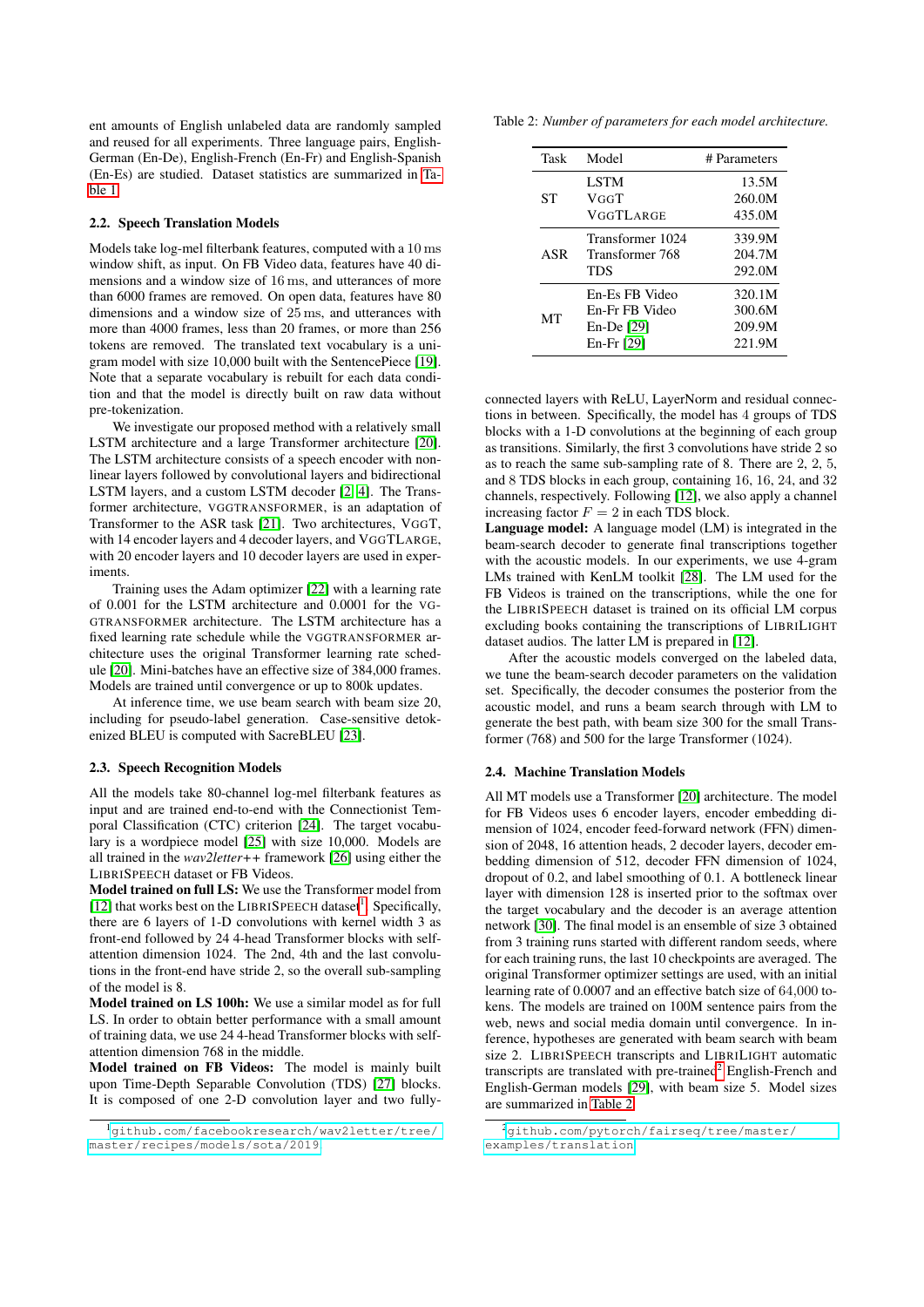ent amounts of English unlabeled data are randomly sampled and reused for all experiments. Three language pairs, English-German (En-De), English-French (En-Fr) and English-Spanish (En-Es) are studied. Dataset statistics are summarized in Table 1.

### 2.2. Speech Translation Models

Models take log-mel filterbank features, computed with a 10 ms window shift, as input. On FB Video data, features have 40 dimensions and a window size of 16 ms, and utterances of more than 6000 frames are removed. On open data, features have 80 dimensions and a window size of 25 ms, and utterances with more than 4000 frames, less than 20 frames, or more than 256 tokens are removed. The translated text vocabulary is a unigram model with size 10,000 built with the SentencePiece [19]. Note that a separate vocabulary is rebuilt for each data condition and that the model is directly built on raw data without pre-tokenization.

We investigate our proposed method with a relatively small LSTM architecture and a large Transformer architecture [20]. The LSTM architecture consists of a speech encoder with non-linear layers followed by convolutional layers and bidirectional LSTM layers, and a custom LSTM decoder [2, 4]. The Transformer architecture, VGGTRANSFORMER, is an adaptation of Transformer to the ASR task [21]. Two architectures, VGGT, with 14 encoder layers and 4 decoder layers, and VGGTLARGE, with 20 encoder layers and 10 decoder layers are used in experiments.

Training uses the Adam optimizer [22] with a learning rate of 0.001 for the LSTM architecture and 0.0001 for the VGGTRANSFORMER architecture. The LSTM architecture has a fixed learning rate schedule while the VGGTRANSFORMER architecture uses the original Transformer learning rate schedule [20]. Mini-batches have an effective size of 384,000 frames. Models are trained until convergence or up to 800k updates.

At inference time, we use beam search with beam size 20, including for pseudo-label generation. Case-sensitive detokenized BLEU is computed with SacreBLEU [23].

### 2.3. Speech Recognition Models

All the models take 80-channel log-mel filterbank features as input and are trained end-to-end with the Connectionist Temporal Classification (CTC) criterion [24]. The target vocabulary is a wordpiece model [25] with size 10,000. Models are all trained in the *wav2letter++* framework [26] using either the LIBRISPEECH dataset or FB Videos.

**Model trained on full LS:** We use the Transformer model from [12] that works best on the LIBRISPEECH dataset[1]. Specifically, there are 6 layers of 1-D convolutions with kernel width 3 as front-end followed by 24 4-head Transformer blocks with self-attention dimension 1024. The 2nd, 4th and the last convolutions in the front-end have stride 2, so the overall sub-sampling of the model is 8.

**Model trained on LS 100h:** We use a similar model as for full LS. In order to obtain better performance with a small amount of training data, we use 24 4-head Transformer blocks with self-attention dimension 768 in the middle.

**Model trained on FB Videos:** The model is mainly built upon Time-Depth Separable Convolution (TDS) [27] blocks. It is composed of one 2-D convolution layer and two fully-connected layers with ReLU, LayerNorm and residual connections in between. Specifically, the model has 4 groups of TDS blocks with a 1-D convolutions at the beginning of each group as transitions. Similarly, the first 3 convolutions have stride 2 so as to reach the same sub-sampling rate of 8. There are 2, 2, 5, and 8 TDS blocks in each group, containing 16, 16, 24, and 32 channels, respectively. Following [12], we also apply a channel increasing factor $F = 2$ in each TDS block.

**Language model:** A language model (LM) is integrated in the beam-search decoder to generate final transcriptions together with the acoustic models. In our experiments, we use 4-gram LMs trained with KenLM toolkit [28]. The LM used for the FB Videos is trained on the transcriptions, while the one for the LIBRISPEECH dataset is trained on its official LM corpus excluding books containing the transcriptions of LIBRILIGHT dataset audios. The latter LM is prepared in [12].

After the acoustic models converged on the labeled data, we tune the beam-search decoder parameters on the validation set. Specifically, the decoder consumes the posterior from the acoustic model, and runs a beam search through with LM to generate the best path, with beam size 300 for the small Transformer (768) and 500 for the large Transformer (1024).

Table 2: *Number of parameters for each model architecture.*

| Task | Model | # Parameters |
|---|---|---|
| ST | LSTM | 13.5M |
| | VGGT | 260.0M |
| | VGGTLARGE | 435.0M |
| ASR | Transformer 1024 | 339.9M |
| | Transformer 768 | 204.7M |
| | TDS | 292.0M |
| MT | En-Es FB Video | 320.1M |
| | En-Fr FB Video | 300.6M |
| | En-De [29] | 209.9M |
| | En-Fr [29] | 221.9M |

### 2.4. Machine Translation Models

All MT models use a Transformer [20] architecture. The model for FB Videos uses 6 encoder layers, encoder embedding dimension of 1024, encoder feed-forward network (FFN) dimension of 2048, 16 attention heads, 2 decoder layers, decoder embedding dimension of 512, decoder FFN dimension of 1024, dropout of 0.2, and label smoothing of 0.1. A bottleneck linear layer with dimension 128 is inserted prior to the softmax over the target vocabulary and the decoder is an average attention network [30]. The final model is an ensemble of size 3 obtained from 3 training runs started with different random seeds, where for each training runs, the last 10 checkpoints are averaged. The original Transformer optimizer settings are used, with an initial learning rate of 0.0007 and an effective batch size of 64,000 tokens. The models are trained on 100M sentence pairs from the web, news and social media domain until convergence. In inference, hypotheses are generated with beam search with beam size 2. LIBRISPEECH transcripts and LIBRILIGHT automatic transcripts are translated with pre-trained[2] English-French and English-German models [29], with beam size 5. Model sizes are summarized in Table 2.

[1] github.com/facebookresearch/wav2letter/tree/master/recipes/models/sota/2019

[2] github.com/pytorch/fairseq/tree/master/examples/translation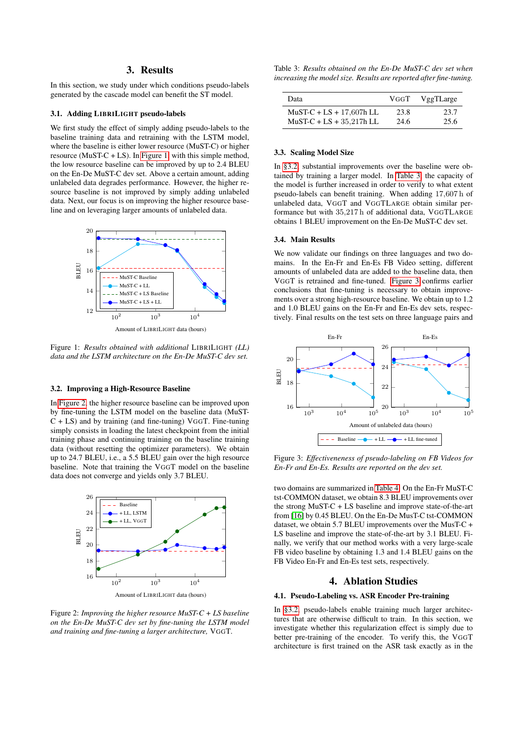## 3. Results

In this section, we study under which conditions pseudo-labels generated by the cascade model can benefit the ST model.

### 3.1. Adding LIBRILIGHT pseudo-labels

We first study the effect of simply adding pseudo-labels to the baseline training data and retraining with the LSTM model, where the baseline is either lower resource (MuST-C) or higher resource (MuST-C + LS). In Figure 1 with this simple method, the low resource baseline can be improved by up to 2.4 BLEU on the En-De MuST-C dev set. Above a certain amount, adding unlabeled data degrades performance. However, the higher resource baseline is not improved by simply adding unlabeled data. Next, our focus is on improving the higher resource baseline and on leveraging larger amounts of unlabeled data.

Figure 1: *Results obtained with additional* LIBRILIGHT *(LL) data and the LSTM architecture on the En-De MuST-C dev set.*

### 3.2. Improving a High-Resource Baseline

In Figure 2 the higher resource baseline can be improved upon by fine-tuning the LSTM model on the baseline data (MuST-C + LS) and by training (and fine-tuning) VGGT. Fine-tuning simply consists in loading the latest checkpoint from the initial training phase and continuing training on the baseline training data (without resetting the optimizer parameters). We obtain up to 24.7 BLEU, i.e., a 5.5 BLEU gain over the high resource baseline. Note that training the VGGT model on the baseline data does not converge and yields only 3.7 BLEU.

Figure 2: *Improving the higher resource MuST-C + LS baseline on the En-De MuST-C dev set by fine-tuning the LSTM model and training and fine-tuning a larger architecture,* VGGT.

Table 3: *Results obtained on the En-De MuST-C dev set when increasing the model size. Results are reported after fine-tuning.*

| Data | VGGT | VggTLarge |
|---|---|---|
| MuST-C + LS + 17,607h LL | 23.8 | 23.7 |
| MuST-C + LS + 35,217h LL | 24.6 | 25.6 |

### 3.3. Scaling Model Size

In §3.2, substantial improvements over the baseline were obtained by training a larger model. In Table 3, the capacity of the model is further increased in order to verify to what extent pseudo-labels can benefit training. When adding 17,607 h of unlabeled data, VGGT and VGGTLARGE obtain similar performance but with 35,217 h of additional data, VGGTLARGE obtains 1 BLEU improvement on the En-De MuST-C dev set.

### 3.4. Main Results

We now validate our findings on three languages and two domains. In the En-Fr and En-Es FB Video setting, different amounts of unlabeled data are added to the baseline data, then VGGT is retrained and fine-tuned. Figure 3 confirms earlier conclusions that fine-tuning is necessary to obtain improvements over a strong high-resource baseline. We obtain up to 1.2 and 1.0 BLEU gains on the En-Fr and En-Es dev sets, respectively. Final results on the test sets on three language pairs and two domains are summarized in Table 4. On the En-Fr MuST-C tst-COMMON dataset, we obtain 8.3 BLEU improvements over the strong MuST-C + LS baseline and improve state-of-the-art from [16] by 0.45 BLEU. On the En-De MusT-C tst-COMMON dataset, we obtain 5.7 BLEU improvements over the MuST-C + LS baseline and improve the state-of-the-art by 3.1 BLEU. Finally, we verify that our method works with a very large-scale FB video baseline by obtaining 1.3 and 1.4 BLEU gains on the FB Video En-Fr and En-Es test sets, respectively.

Figure 3: *Effectiveness of pseudo-labeling on FB Videos for En-Fr and En-Es. Results are reported on the dev set.*

## 4. Ablation Studies

### 4.1. Pseudo-Labeling vs. ASR Encoder Pre-training

In §3.2, pseudo-labels enable training much larger architectures that are otherwise difficult to train. In this section, we investigate whether this regularization effect is simply due to better pre-training of the encoder. To verify this, the VGGT architecture is first trained on the ASR task exactly as in the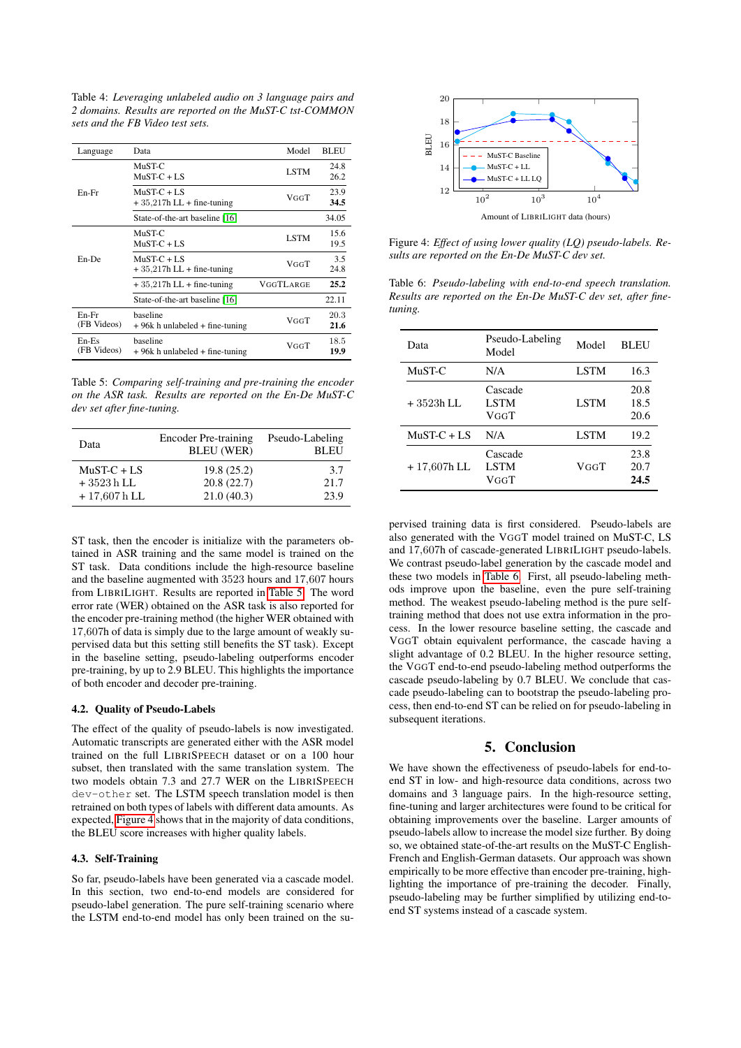Table 4: *Leveraging unlabeled audio on 3 language pairs and 2 domains. Results are reported on the MuST-C tst-COMMON sets and the FB Video test sets.*

| Language | Data | Model | BLEU |
|---|---|---|---|
| En-Fr | MuST-C | LSTM | 24.8 |
| | MuST-C + LS | | 26.2 |
| | MuST-C + LS | VGGT | 23.9 |
| | + 35,217h LL + fine-tuning | | **34.5** |
| | State-of-the-art baseline [16] | | 34.05 |
| En-De | MuST-C | LSTM | 15.6 |
| | MuST-C + LS | | 19.5 |
| | MuST-C + LS | VGGT | 3.5 |
| | + 35,217h LL + fine-tuning | | 24.8 |
| | + 35,217h LL + fine-tuning | VGGTLARGE | **25.2** |
| | State-of-the-art baseline [16] | | 22.11 |
| En-Fr (FB Videos) | baseline | VGGT | 20.3 |
| | + 96k h unlabeled + fine-tuning | | **21.6** |
| En-Es (FB Videos) | baseline | VGGT | 18.5 |
| | + 96k h unlabeled + fine-tuning | | **19.9** |

Table 5: *Comparing self-training and pre-training the encoder on the ASR task. Results are reported on the En-De MuST-C dev set after fine-tuning.*

| Data | Encoder Pre-training BLEU (WER) | Pseudo-Labeling BLEU |
|---|---|---|
| MuST-C + LS | 19.8 (25.2) | 3.7 |
| + 3523 h LL | 20.8 (22.7) | 21.7 |
| + 17,607 h LL | 21.0 (40.3) | 23.9 |

ST task, then the encoder is initialize with the parameters obtained in ASR training and the same model is trained on the ST task. Data conditions include the high-resource baseline and the baseline augmented with 3523 hours and 17,607 hours from LIBRILIGHT. Results are reported in Table 5. The word error rate (WER) obtained on the ASR task is also reported for the encoder pre-training method (the higher WER obtained with 17,607h of data is simply due to the large amount of weakly supervised data but this setting still benefits the ST task). Except in the baseline setting, pseudo-labeling outperforms encoder pre-training, by up to 2.9 BLEU. This highlights the importance of both encoder and decoder pre-training.

### 4.2. Quality of Pseudo-Labels

The effect of the quality of pseudo-labels is now investigated. Automatic transcripts are generated either with the ASR model trained on the full LIBRISPEECH dataset or on a 100 hour subset, then translated with the same translation system. The two models obtain 7.3 and 27.7 WER on the LIBRISPEECH `dev-other` set. The LSTM speech translation model is then retrained on both types of labels with different data amounts. As expected, Figure 4 shows that in the majority of data conditions, the BLEU score increases with higher quality labels.

### 4.3. Self-Training

So far, pseudo-labels have been generated via a cascade model. In this section, two end-to-end models are considered for pseudo-label generation. The pure self-training scenario where the LSTM end-to-end model has only been trained on the supervised training data is first considered. Pseudo-labels are also generated with the VGGT model trained on MuST-C, LS and 17,607h of cascade-generated LIBRILIGHT pseudo-labels. We contrast pseudo-label generation by the cascade model and these two models in Table 6. First, all pseudo-labeling methods improve upon the baseline, even the pure self-training method. The weakest pseudo-labeling method is the pure self-training method that does not use extra information in the process. In the lower resource baseline setting, the cascade and VGGT obtain equivalent performance, the cascade having a slight advantage of 0.2 BLEU. In the higher resource setting, the VGGT end-to-end pseudo-labeling method outperforms the cascade pseudo-labeling by 0.7 BLEU. We conclude that cascade pseudo-labeling can to bootstrap the pseudo-labeling process, then end-to-end ST can be relied on for pseudo-labeling in subsequent iterations.

Figure 4: *Effect of using lower quality (LQ) pseudo-labels. Results are reported on the En-De MuST-C dev set.*

Table 6: *Pseudo-labeling with end-to-end speech translation. Results are reported on the En-De MuST-C dev set, after fine-tuning.*

| Data | Pseudo-Labeling Model | Model | BLEU |
|---|---|---|---|
| MuST-C | N/A | LSTM | 16.3 |
| + 3523h LL | Cascade | LSTM | 20.8 |
| | LSTM | | 18.5 |
| | VGGT | | 20.6 |
| MuST-C + LS | N/A | LSTM | 19.2 |
| + 17,607h LL | Cascade | VGGT | 23.8 |
| | LSTM | | 20.7 |
| | VGGT | | **24.5** |

## 5. Conclusion

We have shown the effectiveness of pseudo-labels for end-to-end ST in low- and high-resource data conditions, across two domains and 3 language pairs. In the high-resource setting, fine-tuning and larger architectures were found to be critical for obtaining improvements over the baseline. Larger amounts of pseudo-labels allow to increase the model size further. By doing so, we obtained state-of-the-art results on the MuST-C English-French and English-German datasets. Our approach was shown empirically to be more effective than encoder pre-training, highlighting the importance of pre-training the decoder. Finally, pseudo-labeling may be further simplified by utilizing end-to-end ST systems instead of a cascade system.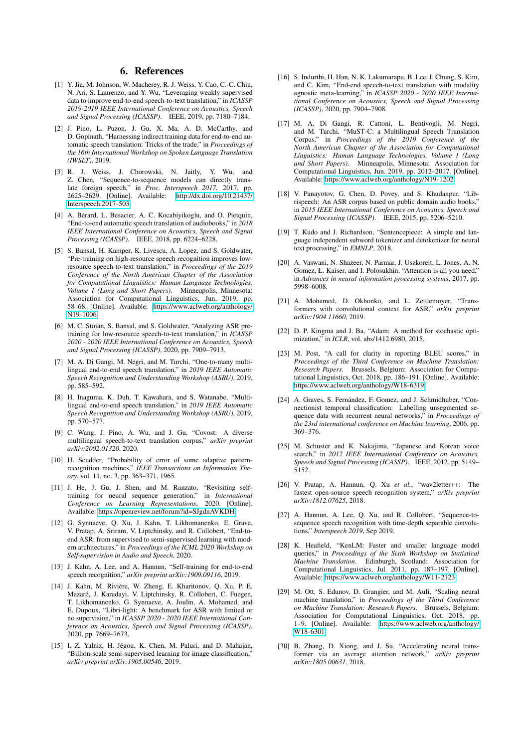## 6. References

[1] Y. Jia, M. Johnson, W. Macherey, R. J. Weiss, Y. Cao, C.-C. Chiu, N. Ari, S. Laurenzo, and Y. Wu, "Leveraging weakly supervised data to improve end-to-end speech-to-text translation," in *ICASSP 2019-2019 IEEE International Conference on Acoustics, Speech and Signal Processing (ICASSP)*. IEEE, 2019, pp. 7180–7184.

[2] J. Pino, L. Puzon, J. Gu, X. Ma, A. D. McCarthy, and D. Gopinath, "Harnessing indirect training data for end-to-end automatic speech translation: Tricks of the trade," in *Proceedings of the 16th International Workshop on Spoken Language Translation (IWSLT)*, 2019.

[3] R. J. Weiss, J. Chorowski, N. Jaitly, Y. Wu, and Z. Chen, "Sequence-to-sequence models can directly translate foreign speech," in *Proc. Interspeech 2017*, 2017, pp. 2625–2629. [Online]. Available: http://dx.doi.org/10.21437/Interspeech.2017-503

[4] A. Bérard, L. Besacier, A. C. Kocabiyikoglu, and O. Pietquin, "End-to-end automatic speech translation of audiobooks," in *2018 IEEE International Conference on Acoustics, Speech and Signal Processing (ICASSP)*. IEEE, 2018, pp. 6224–6228.

[5] S. Bansal, H. Kamper, K. Livescu, A. Lopez, and S. Goldwater, "Pre-training on high-resource speech recognition improves low-resource speech-to-text translation," in *Proceedings of the 2019 Conference of the North American Chapter of the Association for Computational Linguistics: Human Language Technologies, Volume 1 (Long and Short Papers)*. Minneapolis, Minnesota: Association for Computational Linguistics, Jun. 2019, pp. 58–68. [Online]. Available: https://www.aclweb.org/anthology/N19-1006

[6] M. C. Stoian, S. Bansal, and S. Goldwater, "Analyzing ASR pre-training for low-resource speech-to-text translation," in *ICASSP 2020 - 2020 IEEE International Conference on Acoustics, Speech and Signal Processing (ICASSP)*, 2020, pp. 7909–7913.

[7] M. A. Di Gangi, M. Negri, and M. Turchi, "One-to-many multilingual end-to-end speech translation," in *2019 IEEE Automatic Speech Recognition and Understanding Workshop (ASRU)*, 2019, pp. 585–592.

[8] H. Inaguma, K. Duh, T. Kawahara, and S. Watanabe, "Multilingual end-to-end speech translation," in *2019 IEEE Automatic Speech Recognition and Understanding Workshop (ASRU)*, 2019, pp. 570–577.

[9] C. Wang, J. Pino, A. Wu, and J. Gu, "Covost: A diverse multilingual speech-to-text translation corpus," *arXiv preprint arXiv:2002.01320*, 2020.

[10] H. Scudder, "Probability of error of some adaptive pattern-recognition machines," *IEEE Transactions on Information Theory*, vol. 11, no. 3, pp. 363–371, 1965.

[11] J. He, J. Gu, J. Shen, and M. Ranzato, "Revisiting self-training for neural sequence generation," in *International Conference on Learning Representations*, 2020. [Online]. Available: https://openreview.net/forum?id=SJgdnAVKDH

[12] G. Synnaeve, Q. Xu, J. Kahn, T. Likhomanenko, E. Grave, V. Pratap, A. Sriram, V. Liptchinsky, and R. Collobert, "End-to-end ASR: from supervised to semi-supervised learning with modern architectures," in *Proceedings of the ICML 2020 Workshop on Self-supervision in Audio and Speech*, 2020.

[13] J. Kahn, A. Lee, and A. Hannun, "Self-training for end-to-end speech recognition," *arXiv preprint arXiv:1909.09116*, 2019.

[14] J. Kahn, M. Rivière, W. Zheng, E. Kharitonov, Q. Xu, P. E. Mazaré, J. Karadayi, V. Liptchinsky, R. Collobert, C. Fuegen, T. Likhomanenko, G. Synnaeve, A. Joulin, A. Mohamed, and E. Dupoux, "Libri-light: A benchmark for ASR with limited or no supervision," in *ICASSP 2020 - 2020 IEEE International Conference on Acoustics, Speech and Signal Processing (ICASSP)*, 2020, pp. 7669–7673.

[15] I. Z. Yalniz, H. Jégou, K. Chen, M. Paluri, and D. Mahajan, "Billion-scale semi-supervised learning for image classification," *arXiv preprint arXiv:1905.00546*, 2019.

[16] S. Indurthi, H. Han, N. K. Lakumarapu, B. Lee, I. Chung, S. Kim, and C. Kim, "End-end speech-to-text translation with modality agnostic meta-learning," in *ICASSP 2020 - 2020 IEEE International Conference on Acoustics, Speech and Signal Processing (ICASSP)*, 2020, pp. 7904–7908.

[17] M. A. Di Gangi, R. Cattoni, L. Bentivogli, M. Negri, and M. Turchi, "MuST-C: a Multilingual Speech Translation Corpus," in *Proceedings of the 2019 Conference of the North American Chapter of the Association for Computational Linguistics: Human Language Technologies, Volume 1 (Long and Short Papers)*. Minneapolis, Minnesota: Association for Computational Linguistics, Jun. 2019, pp. 2012–2017. [Online]. Available: https://www.aclweb.org/anthology/N19-1202

[18] V. Panayotov, G. Chen, D. Povey, and S. Khudanpur, "Librispeech: An ASR corpus based on public domain audio books," in *2015 IEEE International Conference on Acoustics, Speech and Signal Processing (ICASSP)*. IEEE, 2015, pp. 5206–5210.

[19] T. Kudo and J. Richardson, "Sentencepiece: A simple and language independent subword tokenizer and detokenizer for neural text processing," in *EMNLP*, 2018.

[20] A. Vaswani, N. Shazeer, N. Parmar, J. Uszkoreit, L. Jones, A. N. Gomez, Ł. Kaiser, and I. Polosukhin, "Attention is all you need," in *Advances in neural information processing systems*, 2017, pp. 5998–6008.

[21] A. Mohamed, D. Okhonko, and L. Zettlemoyer, "Transformers with convolutional context for ASR," *arXiv preprint arXiv:1904.11660*, 2019.

[22] D. P. Kingma and J. Ba, "Adam: A method for stochastic optimization," in *ICLR*, vol. abs/1412.6980, 2015.

[23] M. Post, "A call for clarity in reporting BLEU scores," in *Proceedings of the Third Conference on Machine Translation: Research Papers*. Brussels, Belgium: Association for Computational Linguistics, Oct. 2018, pp. 186–191. [Online]. Available: https://www.aclweb.org/anthology/W18-6319

[24] A. Graves, S. Fernández, F. Gomez, and J. Schmidhuber, "Connectionist temporal classification: Labelling unsegmented sequence data with recurrent neural networks," in *Proceedings of the 23rd international conference on Machine learning*, 2006, pp. 369–376.

[25] M. Schuster and K. Nakajima, "Japanese and Korean voice search," in *2012 IEEE International Conference on Acoustics, Speech and Signal Processing (ICASSP)*. IEEE, 2012, pp. 5149–5152.

[26] V. Pratap, A. Hannun, Q. Xu *et al.*, "wav2letter++: The fastest open-source speech recognition system," *arXiv preprint arXiv:1812.07625*, 2018.

[27] A. Hannun, A. Lee, Q. Xu, and R. Collobert, "Sequence-to-sequence speech recognition with time-depth separable convolutions," *Interspeech 2019*, Sep 2019.

[28] K. Heafield, "KenLM: Faster and smaller language model queries," in *Proceedings of the Sixth Workshop on Statistical Machine Translation*. Edinburgh, Scotland: Association for Computational Linguistics, Jul. 2011, pp. 187–197. [Online]. Available: https://www.aclweb.org/anthology/W11-2123

[29] M. Ott, S. Edunov, D. Grangier, and M. Auli, "Scaling neural machine translation," in *Proceedings of the Third Conference on Machine Translation: Research Papers*. Brussels, Belgium: Association for Computational Linguistics, Oct. 2018, pp. 1–9. [Online]. Available: https://www.aclweb.org/anthology/W18-6301

[30] B. Zhang, D. Xiong, and J. Su, "Accelerating neural transformer via an average attention network," *arXiv preprint arXiv:1805.00631*, 2018.